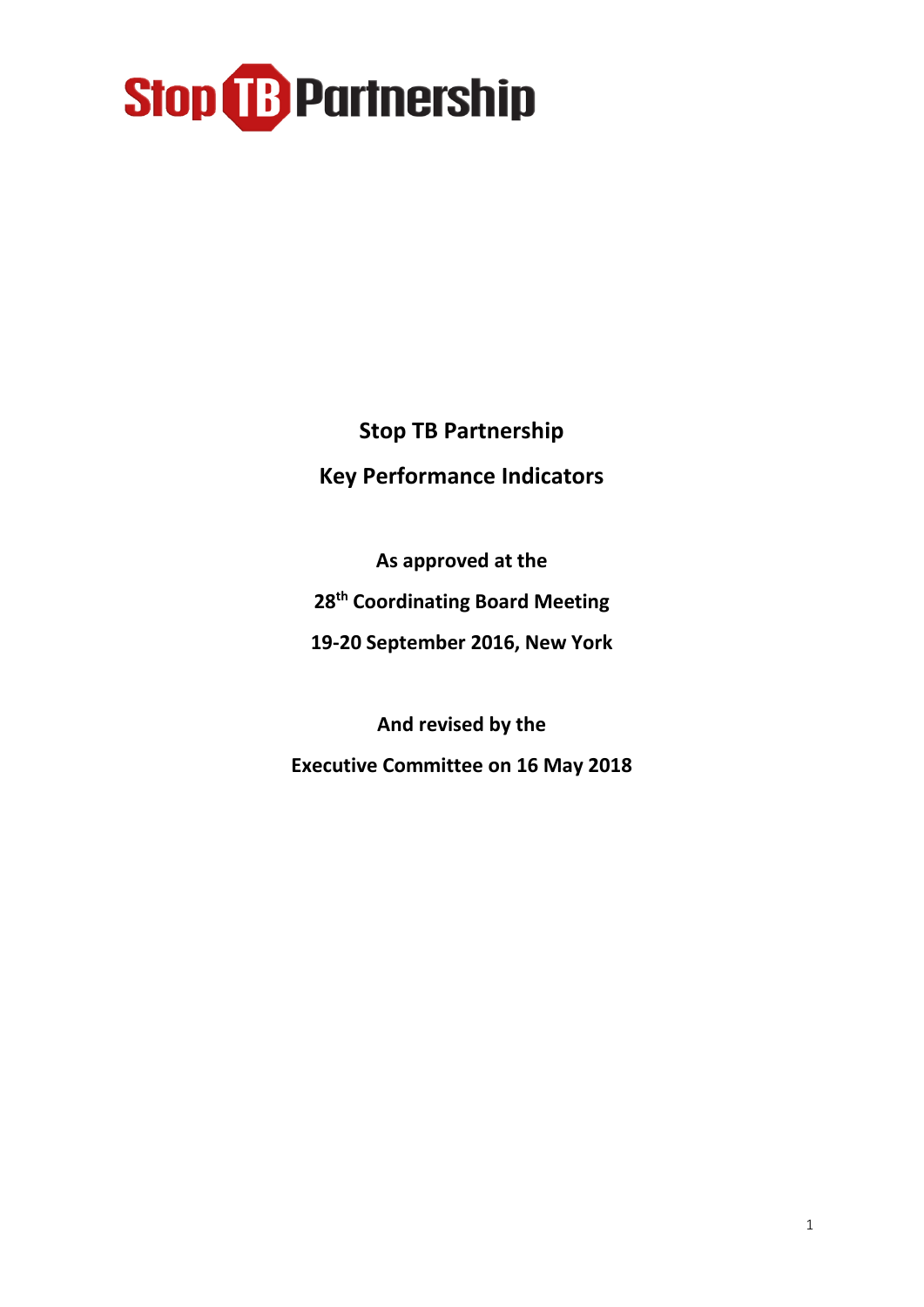Stop TB Partnership

# Stop TB Partnership

# Key Performance Indicators

**As approved at the**

**28th Coordinating Board Meeting**

**19-20 September 2016, New York**

**And revised by the**

**Executive Committee on 16 May 2018**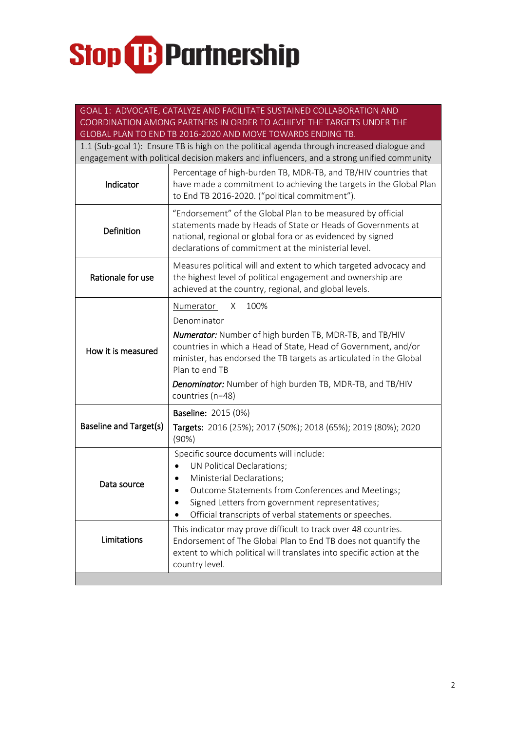Stop TB Partnership

| GOAL 1: ADVOCATE, CATALYZE AND FACILITATE SUSTAINED COLLABORATION AND COORDINATION AMONG PARTNERS IN ORDER TO ACHIEVE THE TARGETS UNDER THE GLOBAL PLAN TO END TB 2016-2020 AND MOVE TOWARDS ENDING TB. | |
|---|---|
| 1.1 (Sub-goal 1): Ensure TB is high on the political agenda through increased dialogue and engagement with political decision makers and influencers, and a strong unified community | |
| Indicator | Percentage of high-burden TB, MDR-TB, and TB/HIV countries that have made a commitment to achieving the targets in the Global Plan to End TB 2016-2020. ("political commitment"). |
| Definition | "Endorsement" of the Global Plan to be measured by official statements made by Heads of State or Heads of Governments at national, regional or global fora or as evidenced by signed declarations of commitment at the ministerial level. |
| Rationale for use | Measures political will and extent to which targeted advocacy and the highest level of political engagement and ownership are achieved at the country, regional, and global levels. |
| How it is measured | $\frac{\text{Numerator}}{\text{Denominator}} \times 100\%$<br><br>***Numerator:*** Number of high burden TB, MDR-TB, and TB/HIV countries in which a Head of State, Head of Government, and/or minister, has endorsed the TB targets as articulated in the Global Plan to end TB<br><br>***Denominator:*** Number of high burden TB, MDR-TB, and TB/HIV countries (n=48) |
| Baseline and Target(s) | **Baseline:** 2015 (0%)<br><br>**Targets:** 2016 (25%); 2017 (50%); 2018 (65%); 2019 (80%); 2020 (90%) |
| Data source | Specific source documents will include:<br>• UN Political Declarations;<br>• Ministerial Declarations;<br>• Outcome Statements from Conferences and Meetings;<br>• Signed Letters from government representatives;<br>• Official transcripts of verbal statements or speeches. |
| Limitations | This indicator may prove difficult to track over 48 countries. Endorsement of The Global Plan to End TB does not quantify the extent to which political will translates into specific action at the country level. |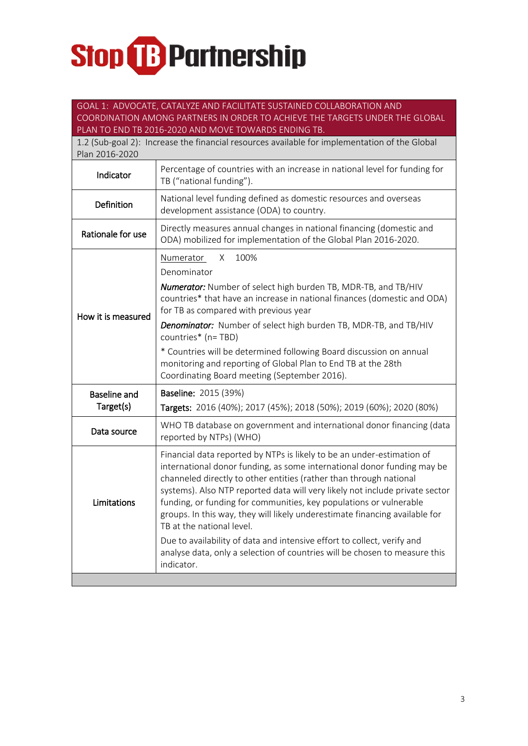# Stop TB Partnership

| GOAL 1: ADVOCATE, CATALYZE AND FACILITATE SUSTAINED COLLABORATION AND COORDINATION AMONG PARTNERS IN ORDER TO ACHIEVE THE TARGETS UNDER THE GLOBAL PLAN TO END TB 2016-2020 AND MOVE TOWARDS ENDING TB. | |
|---|---|
| 1.2 (Sub-goal 2): Increase the financial resources available for implementation of the Global Plan 2016-2020 | |
| **Indicator** | Percentage of countries with an increase in national level for funding for TB ("national funding"). |
| **Definition** | National level funding defined as domestic resources and overseas development assistance (ODA) to country. |
| **Rationale for use** | Directly measures annual changes in national financing (domestic and ODA) mobilized for implementation of the Global Plan 2016-2020. |
| **How it is measured** | $\frac{\text{Numerator}}{\text{Denominator}} \times 100\%$<br><br>***Numerator:*** Number of select high burden TB, MDR-TB, and TB/HIV countries* that have an increase in national finances (domestic and ODA) for TB as compared with previous year<br><br>***Denominator:*** Number of select high burden TB, MDR-TB, and TB/HIV countries* (n= TBD)<br><br>* Countries will be determined following Board discussion on annual monitoring and reporting of Global Plan to End TB at the 28th Coordinating Board meeting (September 2016). |
| **Baseline and Target(s)** | **Baseline:** 2015 (39%)<br>**Targets:** 2016 (40%); 2017 (45%); 2018 (50%); 2019 (60%); 2020 (80%) |
| **Data source** | WHO TB database on government and international donor financing (data reported by NTPs) (WHO) |
| **Limitations** | Financial data reported by NTPs is likely to be an under-estimation of international donor funding, as some international donor funding may be channeled directly to other entities (rather than through national systems). Also NTP reported data will very likely not include private sector funding, or funding for communities, key populations or vulnerable groups. In this way, they will likely underestimate financing available for TB at the national level.<br><br>Due to availability of data and intensive effort to collect, verify and analyse data, only a selection of countries will be chosen to measure this indicator. |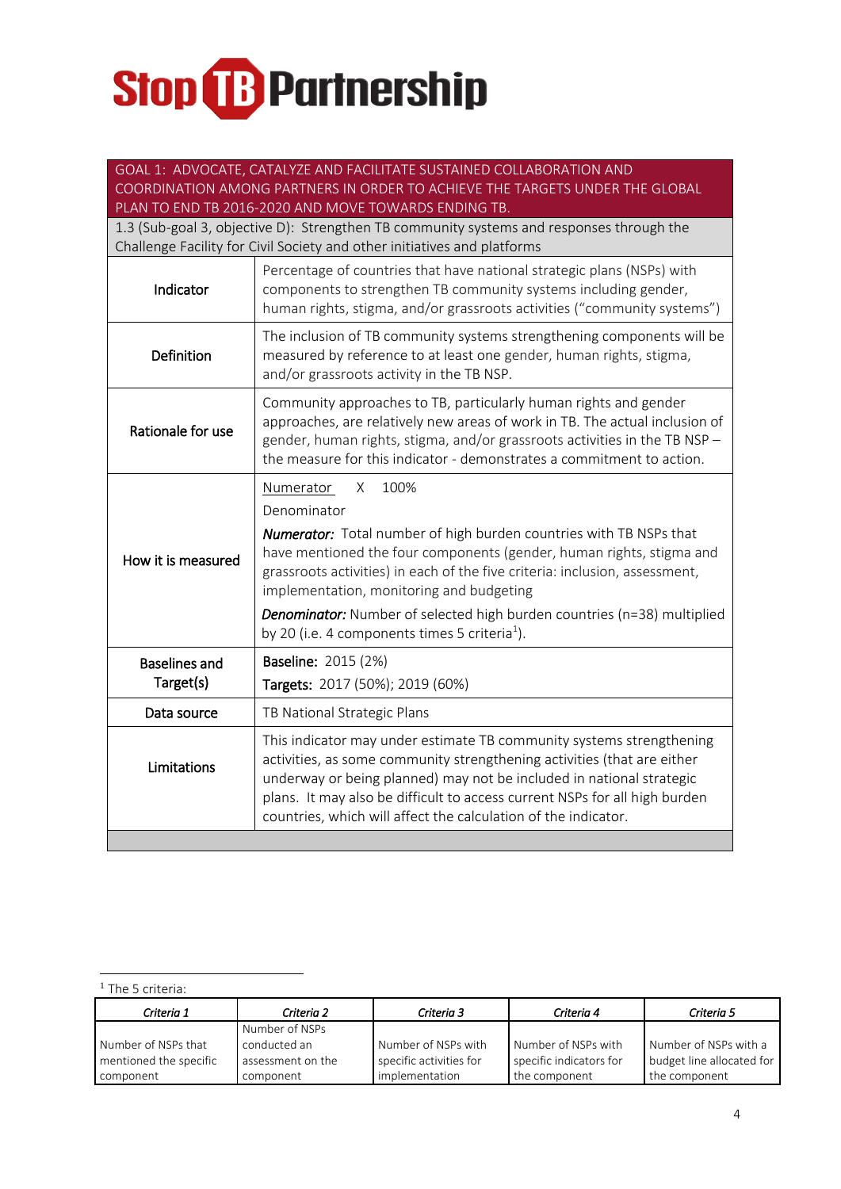**Stop TB Partnership**

| GOAL 1: ADVOCATE, CATALYZE AND FACILITATE SUSTAINED COLLABORATION AND COORDINATION AMONG PARTNERS IN ORDER TO ACHIEVE THE TARGETS UNDER THE GLOBAL PLAN TO END TB 2016-2020 AND MOVE TOWARDS ENDING TB. | |
|---|---|
| 1.3 (Sub-goal 3, objective D): Strengthen TB community systems and responses through the Challenge Facility for Civil Society and other initiatives and platforms | |
| Indicator | Percentage of countries that have national strategic plans (NSPs) with components to strengthen TB community systems including gender, human rights, stigma, and/or grassroots activities ("community systems") |
| Definition | The inclusion of TB community systems strengthening components will be measured by reference to at least one gender, human rights, stigma, and/or grassroots activity in the TB NSP. |
| Rationale for use | Community approaches to TB, particularly human rights and gender approaches, are relatively new areas of work in TB. The actual inclusion of gender, human rights, stigma, and/or grassroots activities in the TB NSP – the measure for this indicator - demonstrates a commitment to action. |
| How it is measured | $\frac{\text{Numerator}}{\text{Denominator}} \times 100\%$<br>***Numerator:*** Total number of high burden countries with TB NSPs that have mentioned the four components (gender, human rights, stigma and grassroots activities) in each of the five criteria: inclusion, assessment, implementation, monitoring and budgeting<br>***Denominator:*** Number of selected high burden countries (n=38) multiplied by 20 (i.e. 4 components times 5 criteria[1]). |
| Baselines and Target(s) | **Baseline:** 2015 (2%)<br>**Targets:** 2017 (50%); 2019 (60%) |
| Data source | TB National Strategic Plans |
| Limitations | This indicator may under estimate TB community systems strengthening activities, as some community strengthening activities (that are either underway or being planned) may not be included in national strategic plans. It may also be difficult to access current NSPs for all high burden countries, which will affect the calculation of the indicator. |

[1] The 5 criteria:

| *Criteria 1* | *Criteria 2* | *Criteria 3* | *Criteria 4* | *Criteria 5* |
|---|---|---|---|---|
| Number of NSPs that mentioned the specific component | Number of NSPs conducted an assessment on the component | Number of NSPs with specific activities for implementation | Number of NSPs with specific indicators for the component | Number of NSPs with a budget line allocated for the component |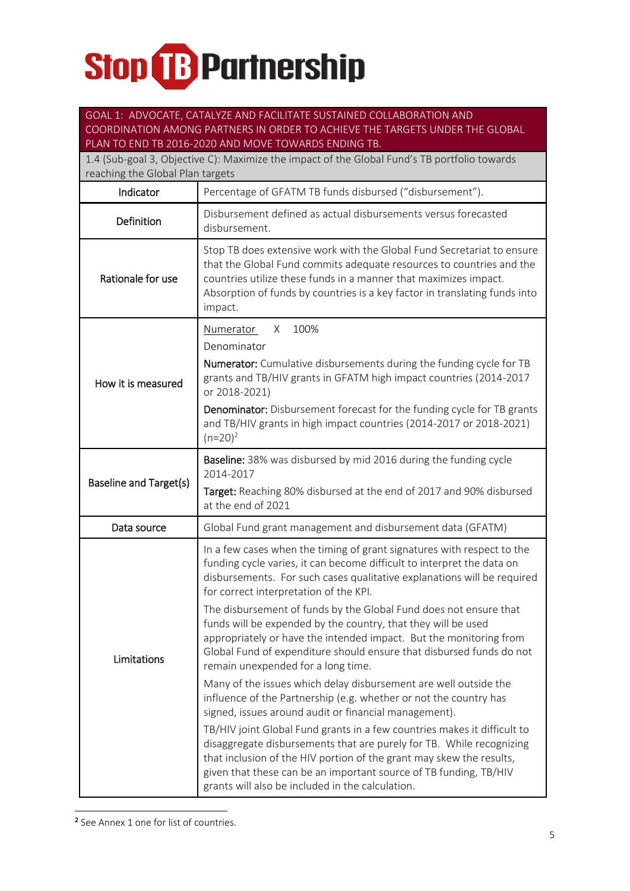| GOAL 1: ADVOCATE, CATALYZE AND FACILITATE SUSTAINED COLLABORATION AND COORDINATION AMONG PARTNERS IN ORDER TO ACHIEVE THE TARGETS UNDER THE GLOBAL PLAN TO END TB 2016-2020 AND MOVE TOWARDS ENDING TB. | |
|---|---|
| 1.4 (Sub-goal 3, Objective C): Maximize the impact of the Global Fund's TB portfolio towards reaching the Global Plan targets | |
| Indicator | Percentage of GFATM TB funds disbursed ("disbursement"). |
| Definition | Disbursement defined as actual disbursements versus forecasted disbursement. |
| Rationale for use | Stop TB does extensive work with the Global Fund Secretariat to ensure that the Global Fund commits adequate resources to countries and the countries utilize these funds in a manner that maximizes impact. Absorption of funds by countries is a key factor in translating funds into impact. |
| How it is measured | $\frac{\text{Numerator}}{\text{Denominator}} \times 100\%$<br><br>**Numerator:** Cumulative disbursements during the funding cycle for TB grants and TB/HIV grants in GFATM high impact countries (2014-2017 or 2018-2021)<br><br>**Denominator:** Disbursement forecast for the funding cycle for TB grants and TB/HIV grants in high impact countries (2014-2017 or 2018-2021) (n=20)[2] |
| Baseline and Target(s) | **Baseline:** 38% was disbursed by mid 2016 during the funding cycle 2014-2017<br><br>**Target:** Reaching 80% disbursed at the end of 2017 and 90% disbursed at the end of 2021 |
| Data source | Global Fund grant management and disbursement data (GFATM) |
| Limitations | In a few cases when the timing of grant signatures with respect to the funding cycle varies, it can become difficult to interpret the data on disbursements. For such cases qualitative explanations will be required for correct interpretation of the KPI.<br><br>The disbursement of funds by the Global Fund does not ensure that funds will be expended by the country, that they will be used appropriately or have the intended impact. But the monitoring from Global Fund of expenditure should ensure that disbursed funds do not remain unexpended for a long time.<br><br>Many of the issues which delay disbursement are well outside the influence of the Partnership (e.g. whether or not the country has signed, issues around audit or financial management).<br><br>TB/HIV joint Global Fund grants in a few countries makes it difficult to disaggregate disbursements that are purely for TB. While recognizing that inclusion of the HIV portion of the grant may skew the results, given that these can be an important source of TB funding, TB/HIV grants will also be included in the calculation. |

[2] See Annex 1 one for list of countries.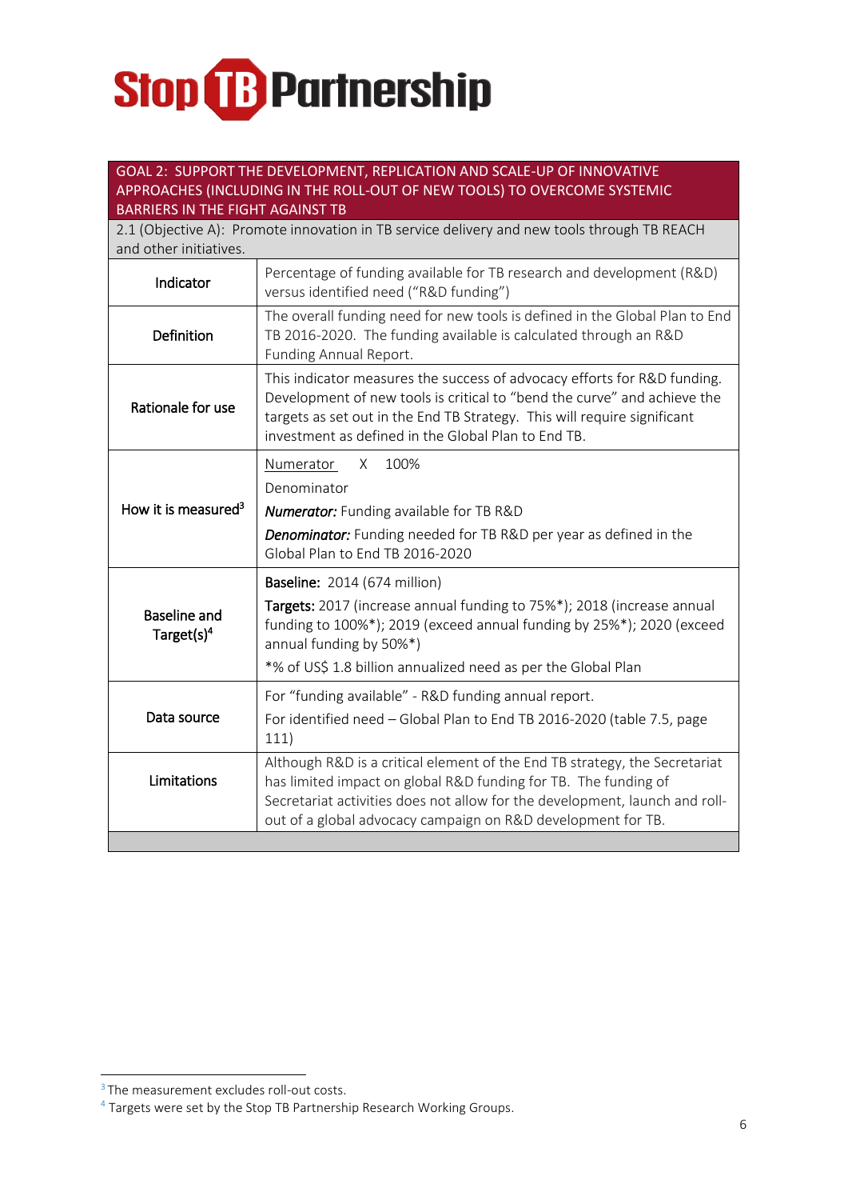**Stop TB Partnership**

| GOAL 2: SUPPORT THE DEVELOPMENT, REPLICATION AND SCALE-UP OF INNOVATIVE APPROACHES (INCLUDING IN THE ROLL-OUT OF NEW TOOLS) TO OVERCOME SYSTEMIC BARRIERS IN THE FIGHT AGAINST TB | |
|---|---|
| 2.1 (Objective A): Promote innovation in TB service delivery and new tools through TB REACH and other initiatives. | |
| **Indicator** | Percentage of funding available for TB research and development (R&D) versus identified need ("R&D funding") |
| **Definition** | The overall funding need for new tools is defined in the Global Plan to End TB 2016-2020. The funding available is calculated through an R&D Funding Annual Report. |
| **Rationale for use** | This indicator measures the success of advocacy efforts for R&D funding. Development of new tools is critical to "bend the curve" and achieve the targets as set out in the End TB Strategy. This will require significant investment as defined in the Global Plan to End TB. |
| **How it is measured**[3] | $\frac{\text{Numerator}}{\text{Denominator}} \times 100\%$ <br> ***Numerator:*** Funding available for TB R&D <br> ***Denominator:*** Funding needed for TB R&D per year as defined in the Global Plan to End TB 2016-2020 |
| **Baseline and Target(s)**[4] | **Baseline:** 2014 (674 million) <br> **Targets:** 2017 (increase annual funding to 75%*); 2018 (increase annual funding to 100%*); 2019 (exceed annual funding by 25%*); 2020 (exceed annual funding by 50%*) <br> *% of US$ 1.8 billion annualized need as per the Global Plan |
| **Data source** | For "funding available" - R&D funding annual report. <br> For identified need – Global Plan to End TB 2016-2020 (table 7.5, page 111) |
| **Limitations** | Although R&D is a critical element of the End TB strategy, the Secretariat has limited impact on global R&D funding for TB. The funding of Secretariat activities does not allow for the development, launch and roll-out of a global advocacy campaign on R&D development for TB. |

[3] The measurement excludes roll-out costs.

[4] Targets were set by the Stop TB Partnership Research Working Groups.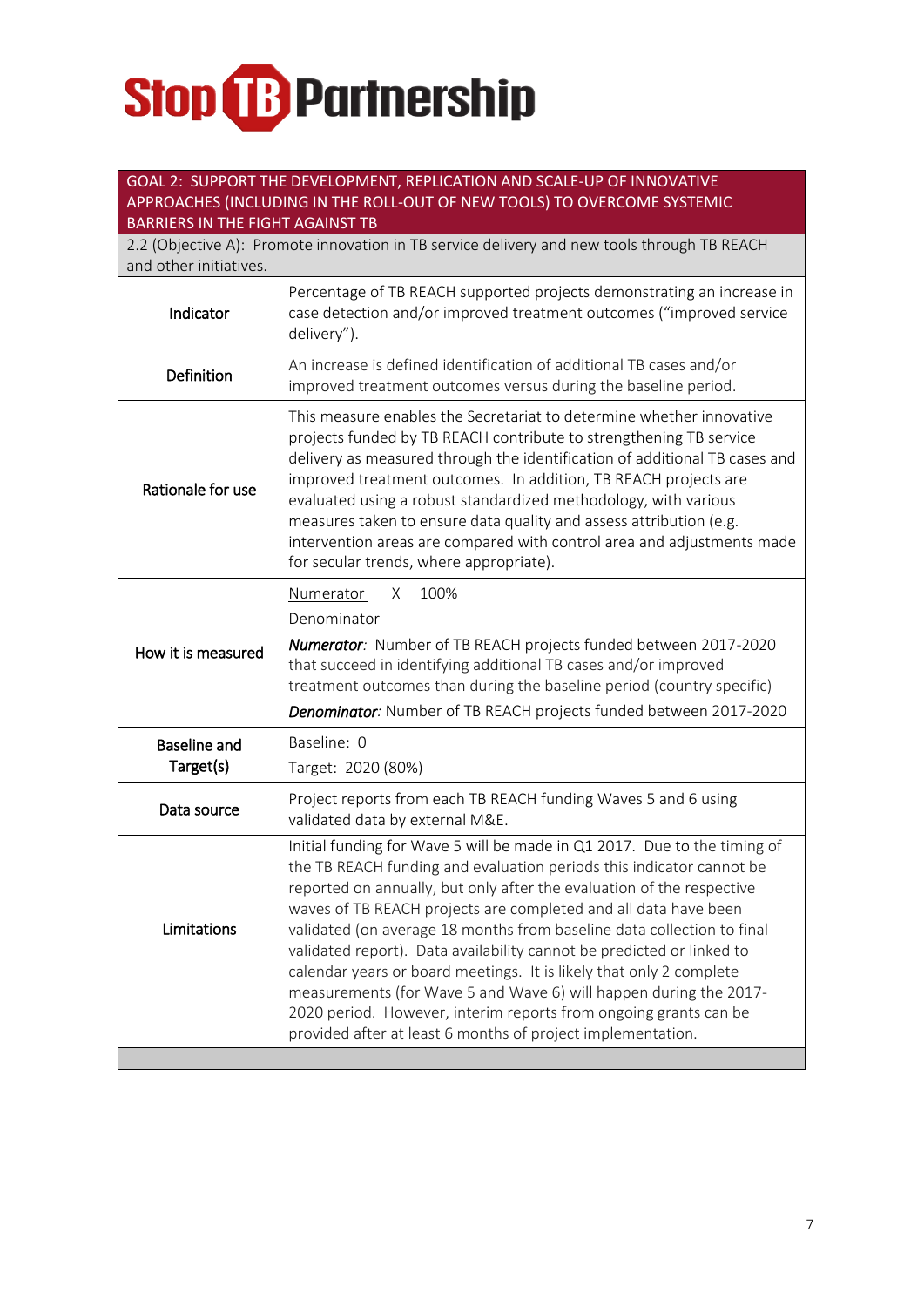# Stop TB Partnership

| GOAL 2: SUPPORT THE DEVELOPMENT, REPLICATION AND SCALE-UP OF INNOVATIVE APPROACHES (INCLUDING IN THE ROLL-OUT OF NEW TOOLS) TO OVERCOME SYSTEMIC BARRIERS IN THE FIGHT AGAINST TB | |
|---|---|
| 2.2 (Objective A): Promote innovation in TB service delivery and new tools through TB REACH and other initiatives. | |
| Indicator | Percentage of TB REACH supported projects demonstrating an increase in case detection and/or improved treatment outcomes ("improved service delivery"). |
| Definition | An increase is defined identification of additional TB cases and/or improved treatment outcomes versus during the baseline period. |
| Rationale for use | This measure enables the Secretariat to determine whether innovative projects funded by TB REACH contribute to strengthening TB service delivery as measured through the identification of additional TB cases and improved treatment outcomes. In addition, TB REACH projects are evaluated using a robust standardized methodology, with various measures taken to ensure data quality and assess attribution (e.g. intervention areas are compared with control area and adjustments made for secular trends, where appropriate). |
| How it is measured | $\frac{\text{Numerator}}{\text{Denominator}} \times 100\%$ <br> ***Numerator**:* Number of TB REACH projects funded between 2017-2020 that succeed in identifying additional TB cases and/or improved treatment outcomes than during the baseline period (country specific) <br> ***Denominator**:* Number of TB REACH projects funded between 2017-2020 |
| Baseline and Target(s) | Baseline: 0 <br> Target: 2020 (80%) |
| Data source | Project reports from each TB REACH funding Waves 5 and 6 using validated data by external M&E. |
| Limitations | Initial funding for Wave 5 will be made in Q1 2017. Due to the timing of the TB REACH funding and evaluation periods this indicator cannot be reported on annually, but only after the evaluation of the respective waves of TB REACH projects are completed and all data have been validated (on average 18 months from baseline data collection to final validated report). Data availability cannot be predicted or linked to calendar years or board meetings. It is likely that only 2 complete measurements (for Wave 5 and Wave 6) will happen during the 2017-2020 period. However, interim reports from ongoing grants can be provided after at least 6 months of project implementation. |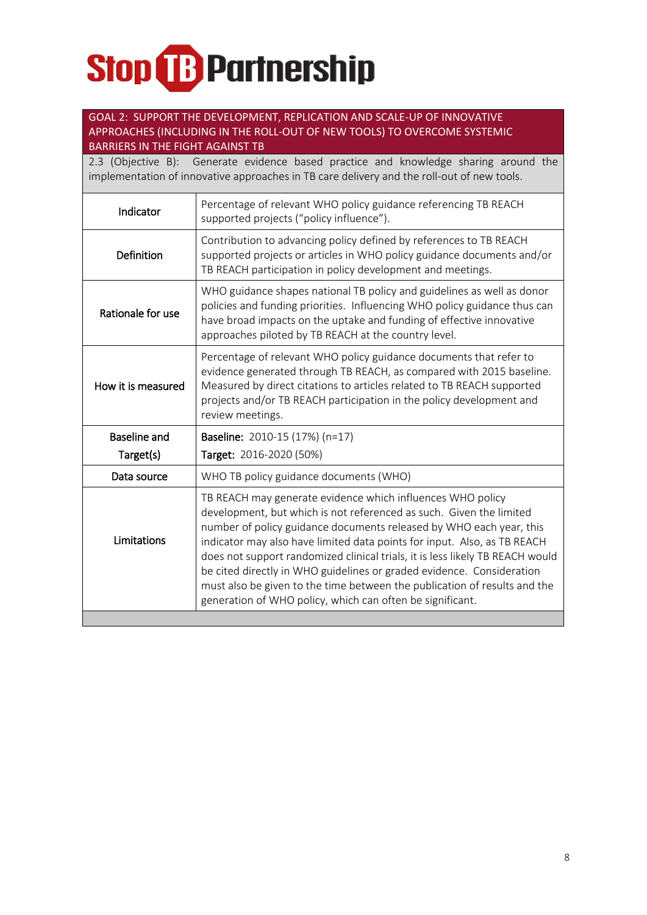Stop TB Partnership

| GOAL 2: SUPPORT THE DEVELOPMENT, REPLICATION AND SCALE-UP OF INNOVATIVE APPROACHES (INCLUDING IN THE ROLL-OUT OF NEW TOOLS) TO OVERCOME SYSTEMIC BARRIERS IN THE FIGHT AGAINST TB | |
|---|---|
| 2.3 (Objective B): Generate evidence based practice and knowledge sharing around the implementation of innovative approaches in TB care delivery and the roll-out of new tools. | |
| Indicator | Percentage of relevant WHO policy guidance referencing TB REACH supported projects ("policy influence"). |
| Definition | Contribution to advancing policy defined by references to TB REACH supported projects or articles in WHO policy guidance documents and/or TB REACH participation in policy development and meetings. |
| Rationale for use | WHO guidance shapes national TB policy and guidelines as well as donor policies and funding priorities. Influencing WHO policy guidance thus can have broad impacts on the uptake and funding of effective innovative approaches piloted by TB REACH at the country level. |
| How it is measured | Percentage of relevant WHO policy guidance documents that refer to evidence generated through TB REACH, as compared with 2015 baseline. Measured by direct citations to articles related to TB REACH supported projects and/or TB REACH participation in the policy development and review meetings. |
| Baseline and Target(s) | **Baseline:** 2010-15 (17%) (n=17)<br>**Target:** 2016-2020 (50%) |
| Data source | WHO TB policy guidance documents (WHO) |
| Limitations | TB REACH may generate evidence which influences WHO policy development, but which is not referenced as such. Given the limited number of policy guidance documents released by WHO each year, this indicator may also have limited data points for input. Also, as TB REACH does not support randomized clinical trials, it is less likely TB REACH would be cited directly in WHO guidelines or graded evidence. Consideration must also be given to the time between the publication of results and the generation of WHO policy, which can often be significant. |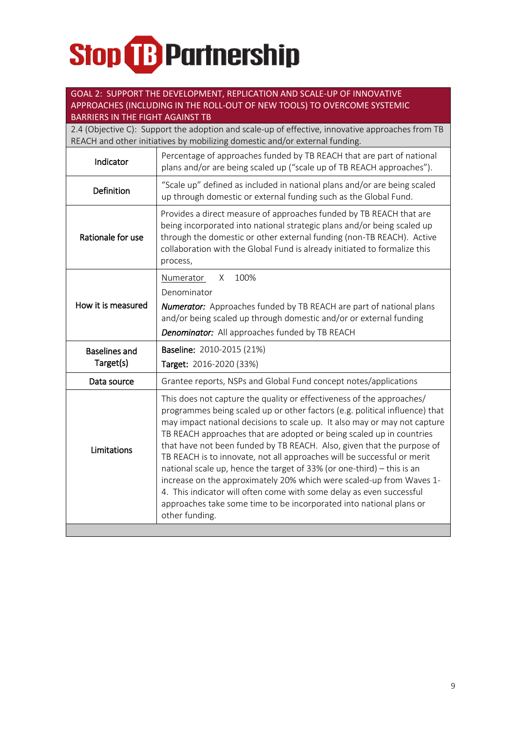# Stop TB Partnership

| GOAL 2: SUPPORT THE DEVELOPMENT, REPLICATION AND SCALE-UP OF INNOVATIVE APPROACHES (INCLUDING IN THE ROLL-OUT OF NEW TOOLS) TO OVERCOME SYSTEMIC BARRIERS IN THE FIGHT AGAINST TB | |
|---|---|
| 2.4 (Objective C): Support the adoption and scale-up of effective, innovative approaches from TB REACH and other initiatives by mobilizing domestic and/or external funding. | |
| Indicator | Percentage of approaches funded by TB REACH that are part of national plans and/or are being scaled up ("scale up of TB REACH approaches"). |
| Definition | "Scale up" defined as included in national plans and/or are being scaled up through domestic or external funding such as the Global Fund. |
| Rationale for use | Provides a direct measure of approaches funded by TB REACH that are being incorporated into national strategic plans and/or being scaled up through the domestic or other external funding (non-TB REACH). Active collaboration with the Global Fund is already initiated to formalize this process, |
| How it is measured | $\frac{\text{Numerator}}{\text{Denominator}} \times 100\%$ <br> ***Numerator:*** Approaches funded by TB REACH are part of national plans and/or being scaled up through domestic and/or or external funding <br> ***Denominator:*** All approaches funded by TB REACH |
| Baselines and Target(s) | **Baseline:** 2010-2015 (21%) <br> **Target:** 2016-2020 (33%) |
| Data source | Grantee reports, NSPs and Global Fund concept notes/applications |
| Limitations | This does not capture the quality or effectiveness of the approaches/ programmes being scaled up or other factors (e.g. political influence) that may impact national decisions to scale up. It also may or may not capture TB REACH approaches that are adopted or being scaled up in countries that have not been funded by TB REACH. Also, given that the purpose of TB REACH is to innovate, not all approaches will be successful or merit national scale up, hence the target of 33% (or one-third) – this is an increase on the approximately 20% which were scaled-up from Waves 1-4. This indicator will often come with some delay as even successful approaches take some time to be incorporated into national plans or other funding. |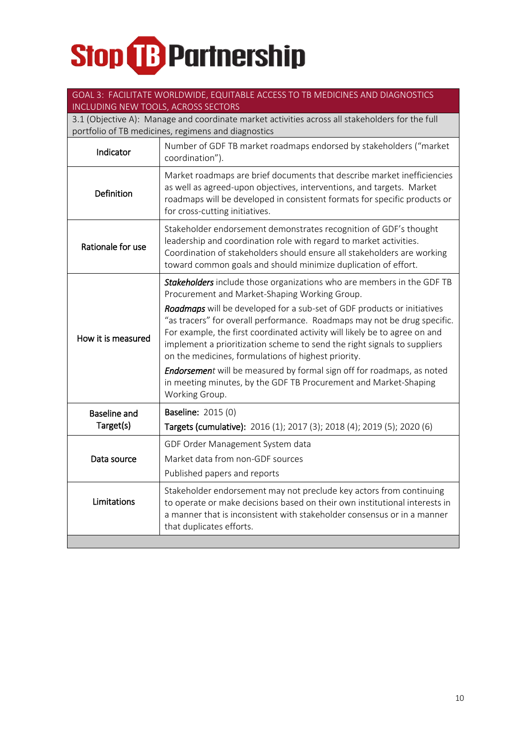| GOAL 3: FACILITATE WORLDWIDE, EQUITABLE ACCESS TO TB MEDICINES AND DIAGNOSTICS INCLUDING NEW TOOLS, ACROSS SECTORS | |
|---|---|
| 3.1 (Objective A): Manage and coordinate market activities across all stakeholders for the full portfolio of TB medicines, regimens and diagnostics | |
| Indicator | Number of GDF TB market roadmaps endorsed by stakeholders ("market coordination"). |
| Definition | Market roadmaps are brief documents that describe market inefficiencies as well as agreed-upon objectives, interventions, and targets. Market roadmaps will be developed in consistent formats for specific products or for cross-cutting initiatives. |
| Rationale for use | Stakeholder endorsement demonstrates recognition of GDF's thought leadership and coordination role with regard to market activities. Coordination of stakeholders should ensure all stakeholders are working toward common goals and should minimize duplication of effort. |
| How it is measured | ***Stakeholders*** include those organizations who are members in the GDF TB Procurement and Market-Shaping Working Group.<br>***Roadmaps*** will be developed for a sub-set of GDF products or initiatives "as tracers" for overall performance. Roadmaps may not be drug specific. For example, the first coordinated activity will likely be to agree on and implement a prioritization scheme to send the right signals to suppliers on the medicines, formulations of highest priority.<br>***Endorsement*** will be measured by formal sign off for roadmaps, as noted in meeting minutes, by the GDF TB Procurement and Market-Shaping Working Group. |
| Baseline and Target(s) | **Baseline:** 2015 (0)<br>**Targets (cumulative):** 2016 (1); 2017 (3); 2018 (4); 2019 (5); 2020 (6) |
| Data source | GDF Order Management System data<br>Market data from non-GDF sources<br>Published papers and reports |
| Limitations | Stakeholder endorsement may not preclude key actors from continuing to operate or make decisions based on their own institutional interests in a manner that is inconsistent with stakeholder consensus or in a manner that duplicates efforts. |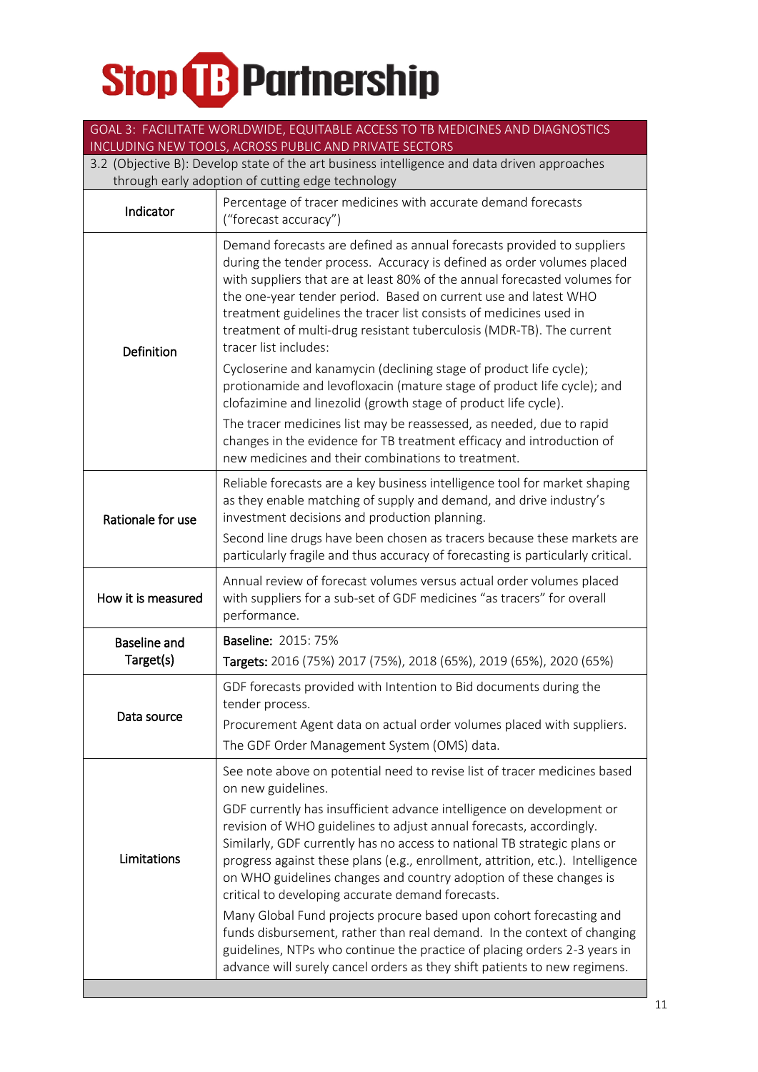# Stop TB Partnership

| GOAL 3: FACILITATE WORLDWIDE, EQUITABLE ACCESS TO TB MEDICINES AND DIAGNOSTICS INCLUDING NEW TOOLS, ACROSS PUBLIC AND PRIVATE SECTORS | |
|---|---|
| 3.2 (Objective B): Develop state of the art business intelligence and data driven approaches through early adoption of cutting edge technology | |
| **Indicator** | Percentage of tracer medicines with accurate demand forecasts ("forecast accuracy") |
| **Definition** | Demand forecasts are defined as annual forecasts provided to suppliers during the tender process. Accuracy is defined as order volumes placed with suppliers that are at least 80% of the annual forecasted volumes for the one-year tender period. Based on current use and latest WHO treatment guidelines the tracer list consists of medicines used in treatment of multi-drug resistant tuberculosis (MDR-TB). The current tracer list includes:<br><br>Cycloserine and kanamycin (declining stage of product life cycle); protionamide and levofloxacin (mature stage of product life cycle); and clofazimine and linezolid (growth stage of product life cycle).<br><br>The tracer medicines list may be reassessed, as needed, due to rapid changes in the evidence for TB treatment efficacy and introduction of new medicines and their combinations to treatment. |
| **Rationale for use** | Reliable forecasts are a key business intelligence tool for market shaping as they enable matching of supply and demand, and drive industry's investment decisions and production planning.<br><br>Second line drugs have been chosen as tracers because these markets are particularly fragile and thus accuracy of forecasting is particularly critical. |
| **How it is measured** | Annual review of forecast volumes versus actual order volumes placed with suppliers for a sub-set of GDF medicines "as tracers" for overall performance. |
| **Baseline and Target(s)** | **Baseline:** 2015: 75%<br>**Targets:** 2016 (75%) 2017 (75%), 2018 (65%), 2019 (65%), 2020 (65%) |
| **Data source** | GDF forecasts provided with Intention to Bid documents during the tender process.<br><br>Procurement Agent data on actual order volumes placed with suppliers.<br><br>The GDF Order Management System (OMS) data. |
| **Limitations** | See note above on potential need to revise list of tracer medicines based on new guidelines.<br><br>GDF currently has insufficient advance intelligence on development or revision of WHO guidelines to adjust annual forecasts, accordingly. Similarly, GDF currently has no access to national TB strategic plans or progress against these plans (e.g., enrollment, attrition, etc.). Intelligence on WHO guidelines changes and country adoption of these changes is critical to developing accurate demand forecasts.<br><br>Many Global Fund projects procure based upon cohort forecasting and funds disbursement, rather than real demand. In the context of changing guidelines, NTPs who continue the practice of placing orders 2-3 years in advance will surely cancel orders as they shift patients to new regimens. |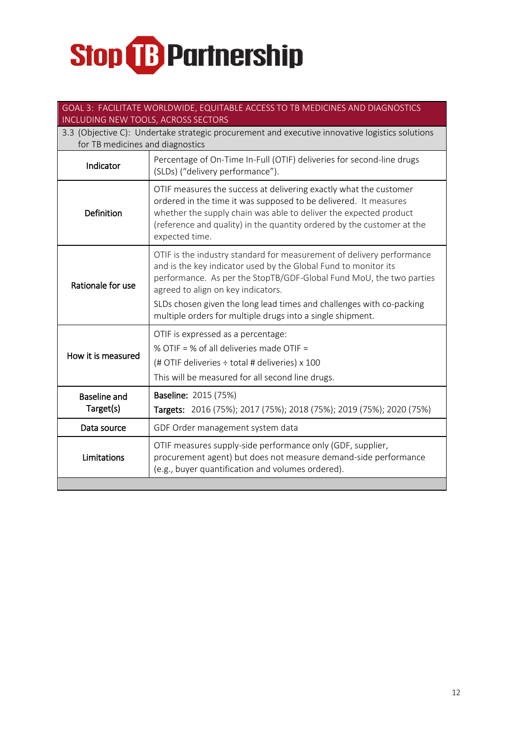| GOAL 3: FACILITATE WORLDWIDE, EQUITABLE ACCESS TO TB MEDICINES AND DIAGNOSTICS INCLUDING NEW TOOLS, ACROSS SECTORS | |
|---|---|
| 3.3 (Objective C): Undertake strategic procurement and executive innovative logistics solutions for TB medicines and diagnostics | |
| **Indicator** | Percentage of On-Time In-Full (OTIF) deliveries for second-line drugs (SLDs) ("delivery performance"). |
| **Definition** | OTIF measures the success at delivering exactly what the customer ordered in the time it was supposed to be delivered. It measures whether the supply chain was able to deliver the expected product (reference and quality) in the quantity ordered by the customer at the expected time. |
| **Rationale for use** | OTIF is the industry standard for measurement of delivery performance and is the key indicator used by the Global Fund to monitor its performance. As per the StopTB/GDF-Global Fund MoU, the two parties agreed to align on key indicators.<br>SLDs chosen given the long lead times and challenges with co-packing multiple orders for multiple drugs into a single shipment. |
| **How it is measured** | OTIF is expressed as a percentage:<br>% OTIF = % of all deliveries made OTIF =<br>(# OTIF deliveries ÷ total # deliveries) x 100<br>This will be measured for all second line drugs. |
| **Baseline and Target(s)** | **Baseline:** 2015 (75%)<br>**Targets:** 2016 (75%); 2017 (75%); 2018 (75%); 2019 (75%); 2020 (75%) |
| **Data source** | GDF Order management system data |
| **Limitations** | OTIF measures supply-side performance only (GDF, supplier, procurement agent) but does not measure demand-side performance (e.g., buyer quantification and volumes ordered). |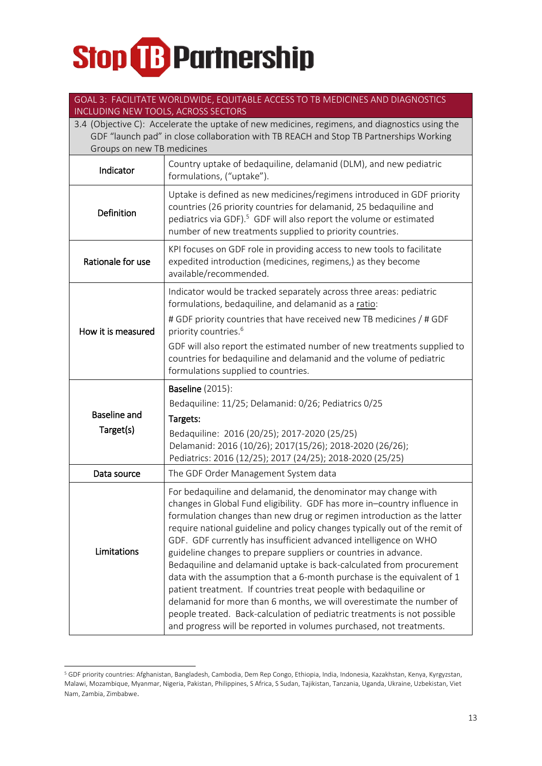| GOAL 3: FACILITATE WORLDWIDE, EQUITABLE ACCESS TO TB MEDICINES AND DIAGNOSTICS INCLUDING NEW TOOLS, ACROSS SECTORS | |
|---|---|
| 3.4 (Objective C): Accelerate the uptake of new medicines, regimens, and diagnostics using the GDF "launch pad" in close collaboration with TB REACH and Stop TB Partnerships Working Groups on new TB medicines | |
| **Indicator** | Country uptake of bedaquiline, delamanid (DLM), and new pediatric formulations, ("uptake"). |
| **Definition** | Uptake is defined as new medicines/regimens introduced in GDF priority countries (26 priority countries for delamanid, 25 bedaquiline and pediatrics via GDF).[5] GDF will also report the volume or estimated number of new treatments supplied to priority countries. |
| **Rationale for use** | KPI focuses on GDF role in providing access to new tools to facilitate expedited introduction (medicines, regimens,) as they become available/recommended. |
| **How it is measured** | Indicator would be tracked separately across three areas: pediatric formulations, bedaquiline, and delamanid as a ratio:<br># GDF priority countries that have received new TB medicines / # GDF priority countries.[6]<br>GDF will also report the estimated number of new treatments supplied to countries for bedaquiline and delamanid and the volume of pediatric formulations supplied to countries. |
| **Baseline and Target(s)** | **Baseline** (2015):<br>Bedaquiline: 11/25; Delamanid: 0/26; Pediatrics 0/25<br>**Targets:**<br>Bedaquiline: 2016 (20/25); 2017-2020 (25/25)<br>Delamanid: 2016 (10/26); 2017(15/26); 2018-2020 (26/26);<br>Pediatrics: 2016 (12/25); 2017 (24/25); 2018-2020 (25/25) |
| **Data source** | The GDF Order Management System data |
| **Limitations** | For bedaquiline and delamanid, the denominator may change with changes in Global Fund eligibility. GDF has more in–country influence in formulation changes than new drug or regimen introduction as the latter require national guideline and policy changes typically out of the remit of GDF. GDF currently has insufficient advanced intelligence on WHO guideline changes to prepare suppliers or countries in advance. Bedaquiline and delamanid uptake is back-calculated from procurement data with the assumption that a 6-month purchase is the equivalent of 1 patient treatment. If countries treat people with bedaquiline or delamanid for more than 6 months, we will overestimate the number of people treated. Back-calculation of pediatric treatments is not possible and progress will be reported in volumes purchased, not treatments. |

[5] GDF priority countries: Afghanistan, Bangladesh, Cambodia, Dem Rep Congo, Ethiopia, India, Indonesia, Kazakhstan, Kenya, Kyrgyzstan, Malawi, Mozambique, Myanmar, Nigeria, Pakistan, Philippines, S Africa, S Sudan, Tajikistan, Tanzania, Uganda, Ukraine, Uzbekistan, Viet Nam, Zambia, Zimbabwe.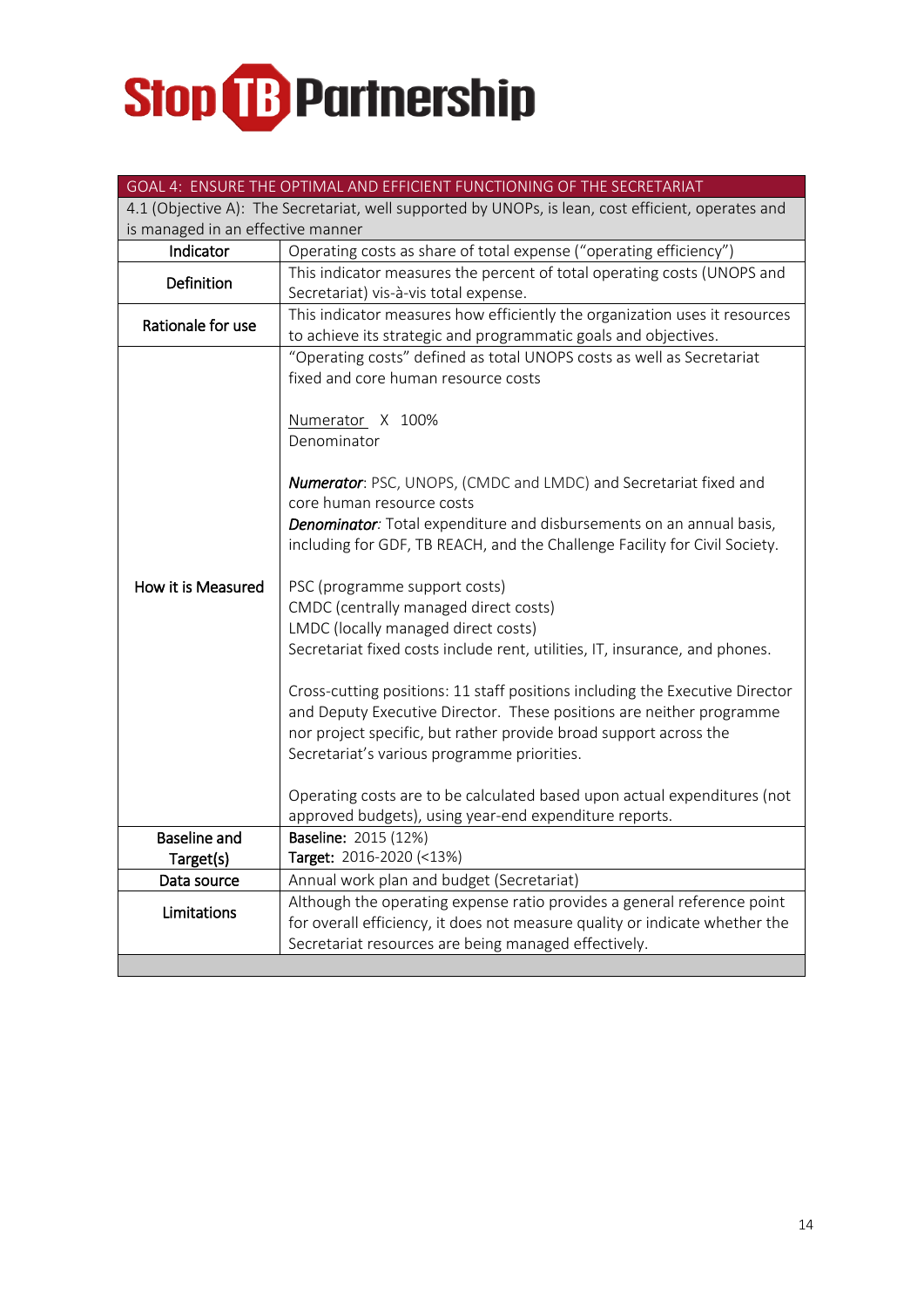| GOAL 4: ENSURE THE OPTIMAL AND EFFICIENT FUNCTIONING OF THE SECRETARIAT | |
|---|---|
| 4.1 (Objective A): The Secretariat, well supported by UNOPs, is lean, cost efficient, operates and is managed in an effective manner | |
| Indicator | Operating costs as share of total expense ("operating efficiency") |
| Definition | This indicator measures the percent of total operating costs (UNOPS and Secretariat) vis-à-vis total expense. |
| Rationale for use | This indicator measures how efficiently the organization uses it resources to achieve its strategic and programmatic goals and objectives. |
| How it is Measured | "Operating costs" defined as total UNOPS costs as well as Secretariat fixed and core human resource costs<br><br>Numerator X 100%<br>Denominator<br><br>***Numerator***: PSC, UNOPS, (CMDC and LMDC) and Secretariat fixed and core human resource costs<br>***Denominator****:* Total expenditure and disbursements on an annual basis, including for GDF, TB REACH, and the Challenge Facility for Civil Society.<br><br>PSC (programme support costs)<br>CMDC (centrally managed direct costs)<br>LMDC (locally managed direct costs)<br>Secretariat fixed costs include rent, utilities, IT, insurance, and phones.<br><br>Cross-cutting positions: 11 staff positions including the Executive Director and Deputy Executive Director. These positions are neither programme nor project specific, but rather provide broad support across the Secretariat's various programme priorities.<br><br>Operating costs are to be calculated based upon actual expenditures (not approved budgets), using year-end expenditure reports. |
| Baseline and Target(s) | **Baseline:** 2015 (12%)<br>**Target:** 2016-2020 (<13%) |
| Data source | Annual work plan and budget (Secretariat) |
| Limitations | Although the operating expense ratio provides a general reference point for overall efficiency, it does not measure quality or indicate whether the Secretariat resources are being managed effectively. |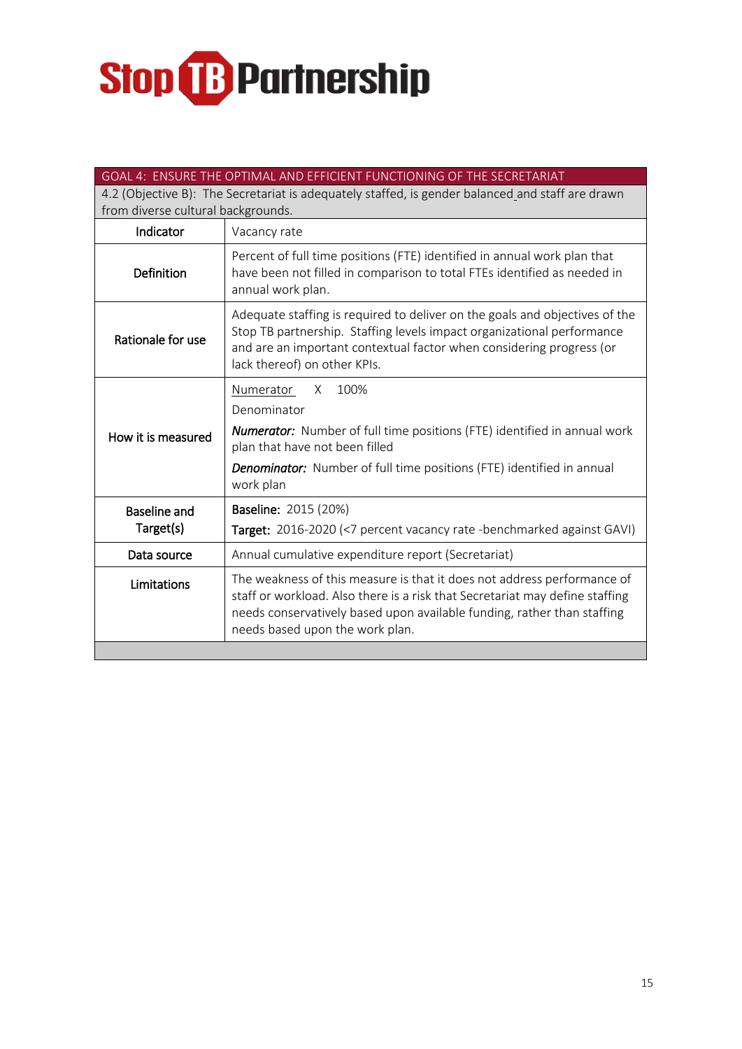**Stop TB Partnership**

| GOAL 4: ENSURE THE OPTIMAL AND EFFICIENT FUNCTIONING OF THE SECRETARIAT | |
|---|---|
| 4.2 (Objective B): The Secretariat is adequately staffed, is gender balanced and staff are drawn from diverse cultural backgrounds. | |
| **Indicator** | Vacancy rate |
| **Definition** | Percent of full time positions (FTE) identified in annual work plan that have been not filled in comparison to total FTEs identified as needed in annual work plan. |
| **Rationale for use** | Adequate staffing is required to deliver on the goals and objectives of the Stop TB partnership. Staffing levels impact organizational performance and are an important contextual factor when considering progress (or lack thereof) on other KPIs. |
| **How it is measured** | $\frac{\text{Numerator}}{\text{Denominator}} \times 100\%$ <br> ***Numerator:*** Number of full time positions (FTE) identified in annual work plan that have not been filled <br> ***Denominator:*** Number of full time positions (FTE) identified in annual work plan |
| **Baseline and Target(s)** | **Baseline:** 2015 (20%) <br> **Target:** 2016-2020 (<7 percent vacancy rate -benchmarked against GAVI) |
| **Data source** | Annual cumulative expenditure report (Secretariat) |
| **Limitations** | The weakness of this measure is that it does not address performance of staff or workload. Also there is a risk that Secretariat may define staffing needs conservatively based upon available funding, rather than staffing needs based upon the work plan. |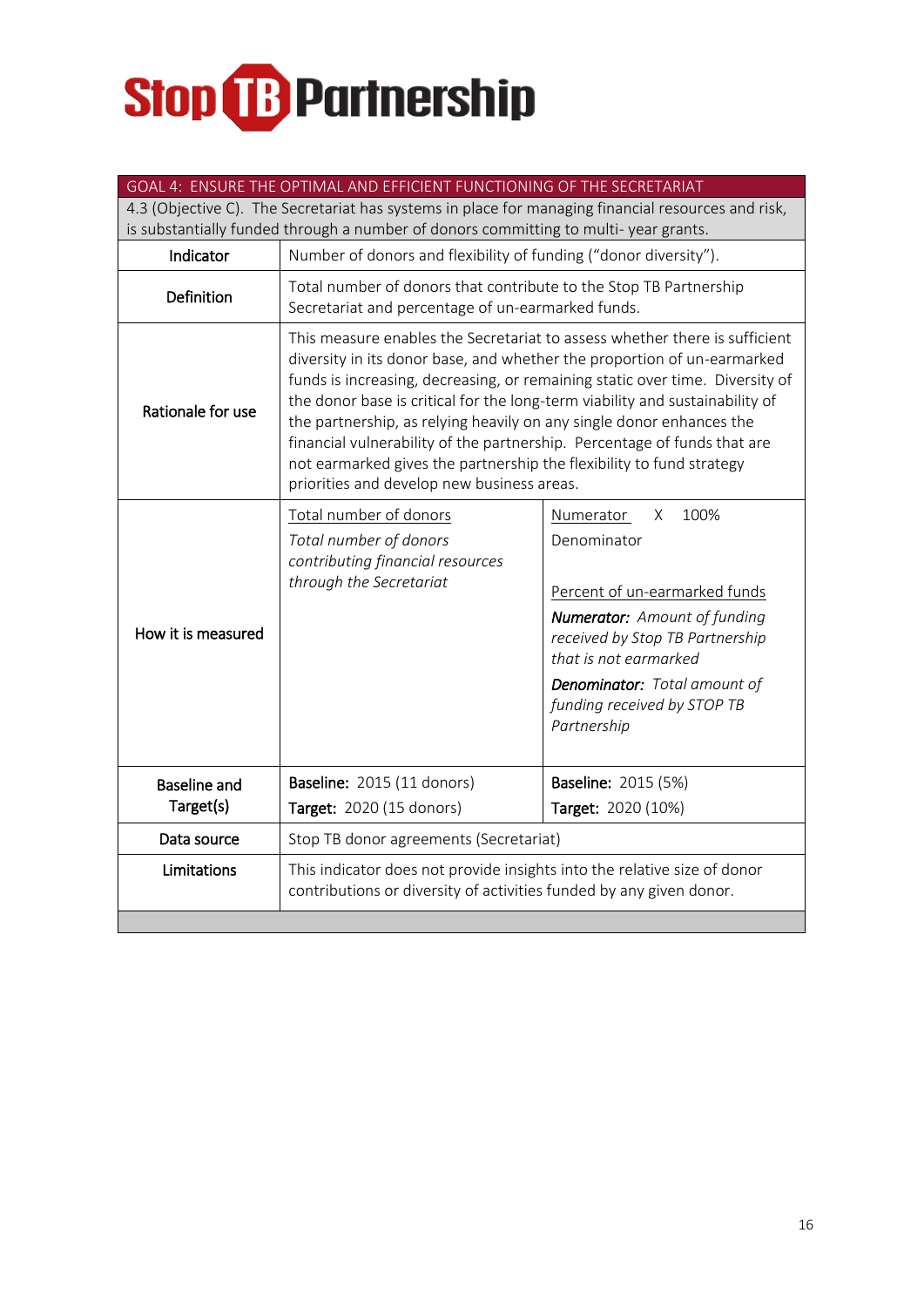Stop TB Partnership

| GOAL 4: ENSURE THE OPTIMAL AND EFFICIENT FUNCTIONING OF THE SECRETARIAT | | |
|---|---|---|
| 4.3 (Objective C). The Secretariat has systems in place for managing financial resources and risk, is substantially funded through a number of donors committing to multi- year grants. | | |
| **Indicator** | Number of donors and flexibility of funding ("donor diversity"). | |
| **Definition** | Total number of donors that contribute to the Stop TB Partnership Secretariat and percentage of un-earmarked funds. | |
| **Rationale for use** | This measure enables the Secretariat to assess whether there is sufficient diversity in its donor base, and whether the proportion of un-earmarked funds is increasing, decreasing, or remaining static over time. Diversity of the donor base is critical for the long-term viability and sustainability of the partnership, as relying heavily on any single donor enhances the financial vulnerability of the partnership. Percentage of funds that are not earmarked gives the partnership the flexibility to fund strategy priorities and develop new business areas. | |
| **How it is measured** | Total number of donors<br>*Total number of donors contributing financial resources through the Secretariat* | Numerator X 100%<br>Denominator<br><br>Percent of un-earmarked funds<br>***Numerator:*** *Amount of funding received by Stop TB Partnership that is not earmarked*<br>***Denominator:*** *Total amount of funding received by STOP TB Partnership* |
| **Baseline and Target(s)** | **Baseline:** 2015 (11 donors)<br>**Target:** 2020 (15 donors) | **Baseline:** 2015 (5%)<br>**Target:** 2020 (10%) |
| **Data source** | Stop TB donor agreements (Secretariat) | |
| **Limitations** | This indicator does not provide insights into the relative size of donor contributions or diversity of activities funded by any given donor. | |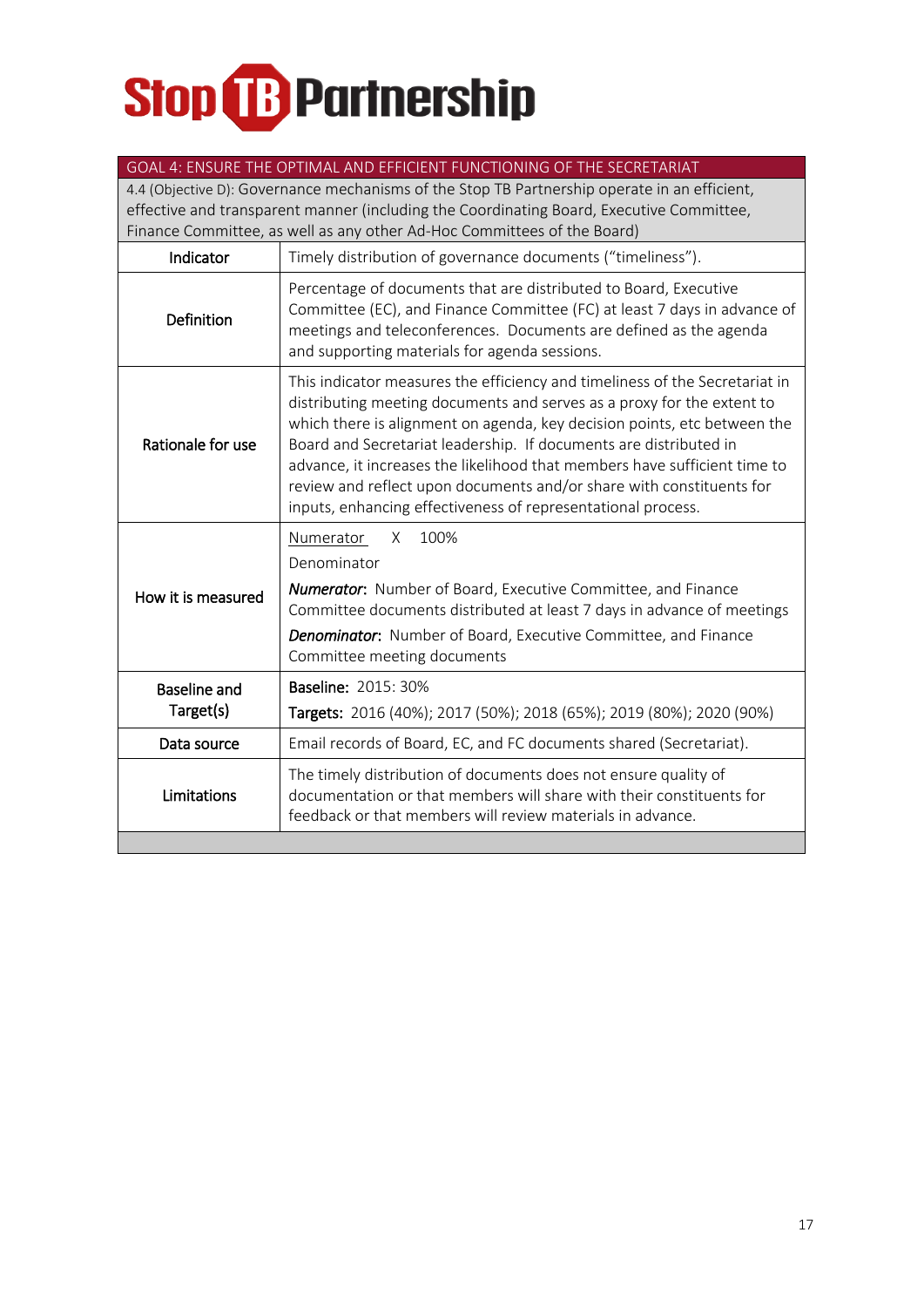# Stop TB Partnership

| GOAL 4: ENSURE THE OPTIMAL AND EFFICIENT FUNCTIONING OF THE SECRETARIAT | |
|---|---|
| 4.4 (Objective D): Governance mechanisms of the Stop TB Partnership operate in an efficient, effective and transparent manner (including the Coordinating Board, Executive Committee, Finance Committee, as well as any other Ad-Hoc Committees of the Board) | |
| Indicator | Timely distribution of governance documents ("timeliness"). |
| Definition | Percentage of documents that are distributed to Board, Executive Committee (EC), and Finance Committee (FC) at least 7 days in advance of meetings and teleconferences. Documents are defined as the agenda and supporting materials for agenda sessions. |
| Rationale for use | This indicator measures the efficiency and timeliness of the Secretariat in distributing meeting documents and serves as a proxy for the extent to which there is alignment on agenda, key decision points, etc between the Board and Secretariat leadership. If documents are distributed in advance, it increases the likelihood that members have sufficient time to review and reflect upon documents and/or share with constituents for inputs, enhancing effectiveness of representational process. |
| How it is measured | $\frac{\text{Numerator}}{\text{Denominator}} \times 100\%$<br>***Numerator***: Number of Board, Executive Committee, and Finance Committee documents distributed at least 7 days in advance of meetings<br>***Denominator***: Number of Board, Executive Committee, and Finance Committee meeting documents |
| Baseline and Target(s) | **Baseline:** 2015: 30%<br>**Targets:** 2016 (40%); 2017 (50%); 2018 (65%); 2019 (80%); 2020 (90%) |
| Data source | Email records of Board, EC, and FC documents shared (Secretariat). |
| Limitations | The timely distribution of documents does not ensure quality of documentation or that members will share with their constituents for feedback or that members will review materials in advance. |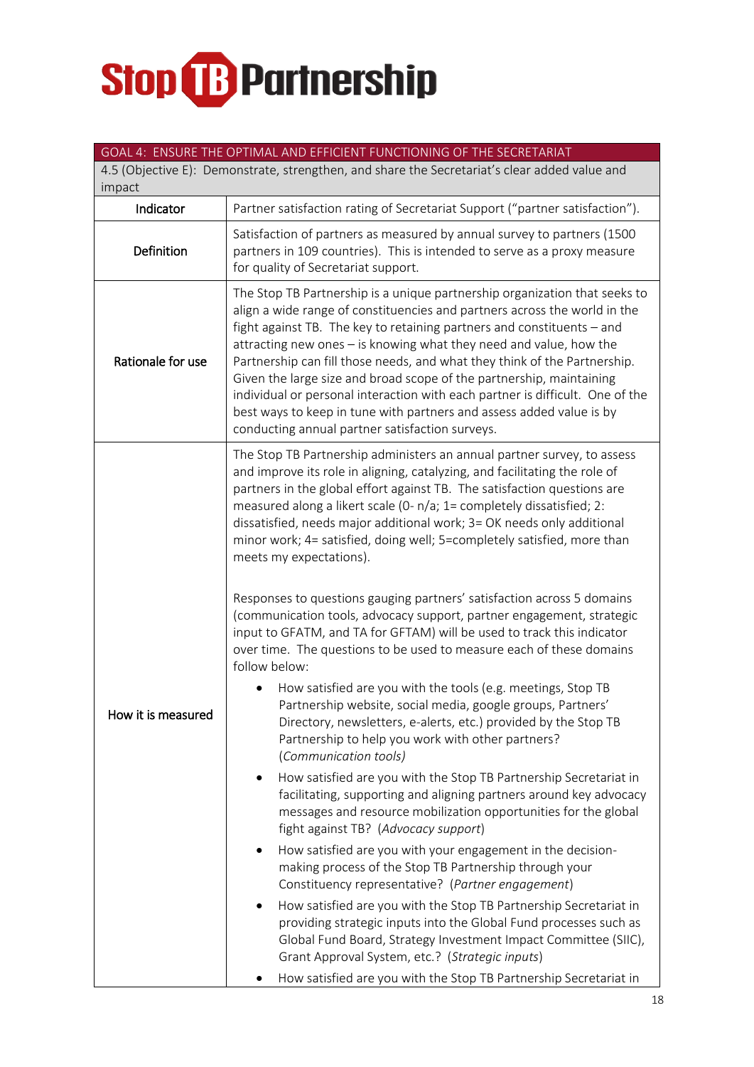| GOAL 4: ENSURE THE OPTIMAL AND EFFICIENT FUNCTIONING OF THE SECRETARIAT | |
|---|---|
| 4.5 (Objective E): Demonstrate, strengthen, and share the Secretariat's clear added value and impact | |
| **Indicator** | Partner satisfaction rating of Secretariat Support ("partner satisfaction"). |
| **Definition** | Satisfaction of partners as measured by annual survey to partners (1500 partners in 109 countries). This is intended to serve as a proxy measure for quality of Secretariat support. |
| **Rationale for use** | The Stop TB Partnership is a unique partnership organization that seeks to align a wide range of constituencies and partners across the world in the fight against TB. The key to retaining partners and constituents – and attracting new ones – is knowing what they need and value, how the Partnership can fill those needs, and what they think of the Partnership. Given the large size and broad scope of the partnership, maintaining individual or personal interaction with each partner is difficult. One of the best ways to keep in tune with partners and assess added value is by conducting annual partner satisfaction surveys. |
| **How it is measured** | The Stop TB Partnership administers an annual partner survey, to assess and improve its role in aligning, catalyzing, and facilitating the role of partners in the global effort against TB. The satisfaction questions are measured along a likert scale (0- n/a; 1= completely dissatisfied; 2: dissatisfied, needs major additional work; 3= OK needs only additional minor work; 4= satisfied, doing well; 5=completely satisfied, more than meets my expectations).<br><br>Responses to questions gauging partners' satisfaction across 5 domains (communication tools, advocacy support, partner engagement, strategic input to GFATM, and TA for GFTAM) will be used to track this indicator over time. The questions to be used to measure each of these domains follow below:<br><br>• How satisfied are you with the tools (e.g. meetings, Stop TB Partnership website, social media, google groups, Partners' Directory, newsletters, e-alerts, etc.) provided by the Stop TB Partnership to help you work with other partners? (*Communication tools)*<br>• How satisfied are you with the Stop TB Partnership Secretariat in facilitating, supporting and aligning partners around key advocacy messages and resource mobilization opportunities for the global fight against TB? (*Advocacy support*)<br>• How satisfied are you with your engagement in the decision-making process of the Stop TB Partnership through your Constituency representative? (*Partner engagement*)<br>• How satisfied are you with the Stop TB Partnership Secretariat in providing strategic inputs into the Global Fund processes such as Global Fund Board, Strategy Investment Impact Committee (SIIC), Grant Approval System, etc.? (*Strategic inputs*)<br>• How satisfied are you with the Stop TB Partnership Secretariat in |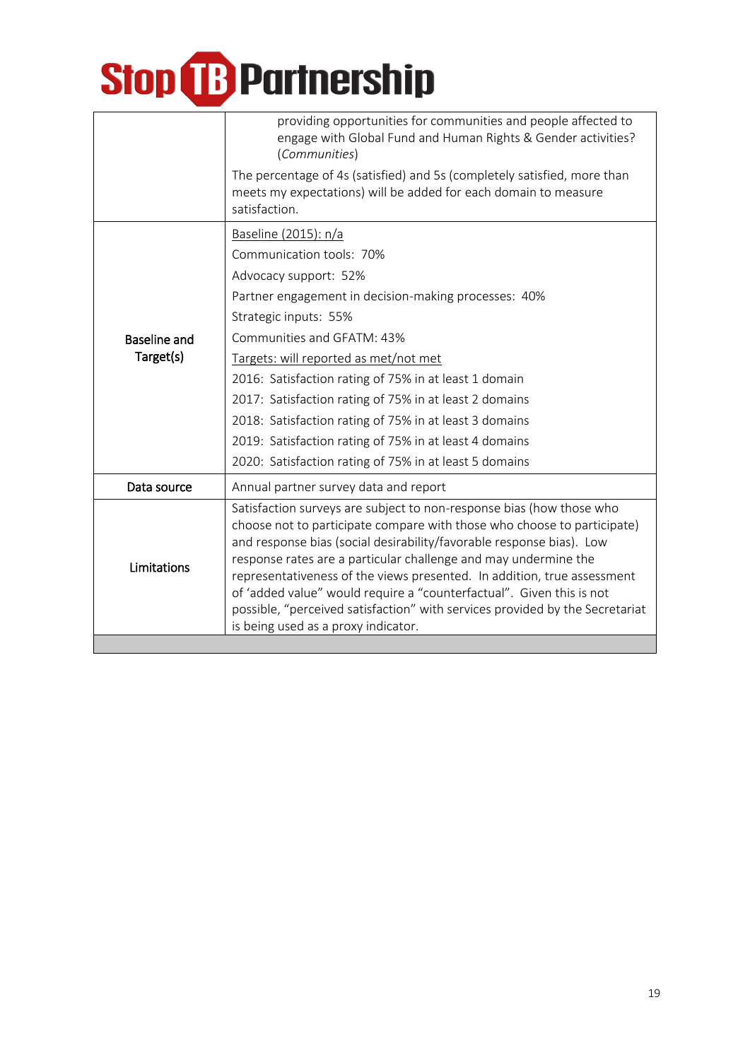| | |
|---|---|
| | providing opportunities for communities and people affected to engage with Global Fund and Human Rights & Gender activities? (*Communities*)<br><br>The percentage of 4s (satisfied) and 5s (completely satisfied, more than meets my expectations) will be added for each domain to measure satisfaction. |
| Baseline and Target(s) | <u>Baseline (2015): n/a</u><br>Communication tools: 70%<br>Advocacy support: 52%<br>Partner engagement in decision-making processes: 40%<br>Strategic inputs: 55%<br>Communities and GFATM: 43%<br><u>Targets: will reported as met/not met</u><br>2016: Satisfaction rating of 75% in at least 1 domain<br>2017: Satisfaction rating of 75% in at least 2 domains<br>2018: Satisfaction rating of 75% in at least 3 domains<br>2019: Satisfaction rating of 75% in at least 4 domains<br>2020: Satisfaction rating of 75% in at least 5 domains |
| Data source | Annual partner survey data and report |
| Limitations | Satisfaction surveys are subject to non-response bias (how those who choose not to participate compare with those who choose to participate) and response bias (social desirability/favorable response bias). Low response rates are a particular challenge and may undermine the representativeness of the views presented. In addition, true assessment of 'added value" would require a "counterfactual". Given this is not possible, "perceived satisfaction" with services provided by the Secretariat is being used as a proxy indicator. |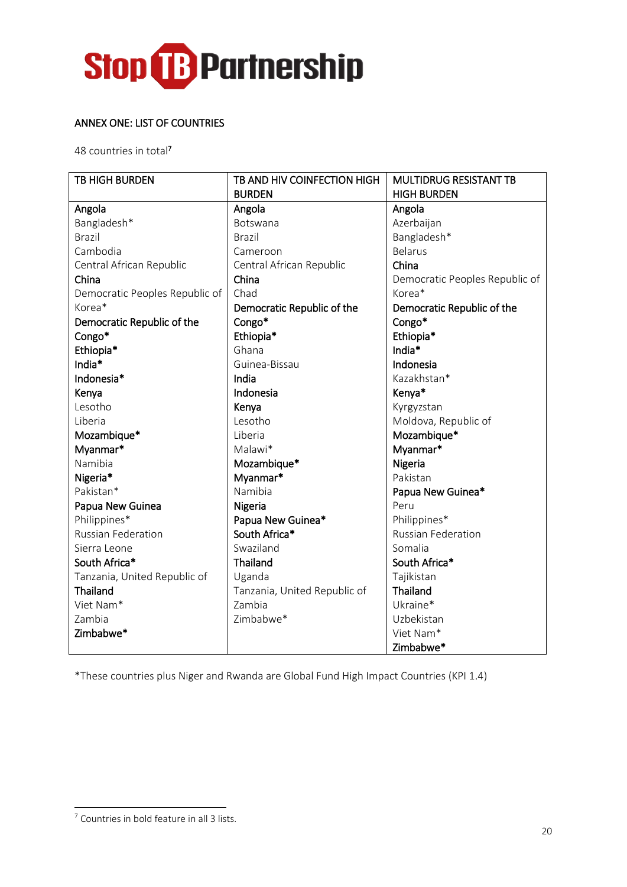Stop TB Partnership

ANNEX ONE: LIST OF COUNTRIES

48 countries in total[7]

| TB HIGH BURDEN | TB AND HIV COINFECTION HIGH BURDEN | MULTIDRUG RESISTANT TB HIGH BURDEN |
|---|---|---|
| **Angola** | **Angola** | **Angola** |
| Bangladesh* | Botswana | Azerbaijan |
| Brazil | Brazil | Bangladesh* |
| Cambodia | Cameroon | Belarus |
| Central African Republic | Central African Republic | **China** |
| **China** | **China** | Democratic Peoples Republic of Korea* |
| Democratic Peoples Republic of Korea* | Chad | **Democratic Republic of the Congo*** |
| **Democratic Republic of the Congo*** | **Democratic Republic of the Congo*** | **Ethiopia*** |
| **Ethiopia*** | **Ethiopia*** | **India*** |
| **India*** | Ghana | **Indonesia** |
| **Indonesia*** | Guinea-Bissau | Kazakhstan* |
| **Kenya** | **India** | **Kenya*** |
| Lesotho | **Indonesia** | Kyrgyzstan |
| Liberia | **Kenya** | Moldova, Republic of |
| **Mozambique*** | Lesotho | **Mozambique*** |
| **Myanmar*** | Liberia | **Myanmar*** |
| Namibia | Malawi* | **Nigeria** |
| **Nigeria*** | **Mozambique*** | Pakistan |
| Pakistan* | **Myanmar*** | **Papua New Guinea*** |
| **Papua New Guinea** | Namibia | Peru |
| Philippines* | **Nigeria** | Philippines* |
| Russian Federation | **Papua New Guinea*** | Russian Federation |
| Sierra Leone | **South Africa*** | Somalia |
| **South Africa*** | Swaziland | **South Africa*** |
| Tanzania, United Republic of | **Thailand** | Tajikistan |
| **Thailand** | Uganda | **Thailand** |
| Viet Nam* | Tanzania, United Republic of | Ukraine* |
| Zambia | Zambia | Uzbekistan |
| **Zimbabwe*** | Zimbabwe* | Viet Nam* |
| | | **Zimbabwe*** |

*These countries plus Niger and Rwanda are Global Fund High Impact Countries (KPI 1.4)

[7] Countries in bold feature in all 3 lists.